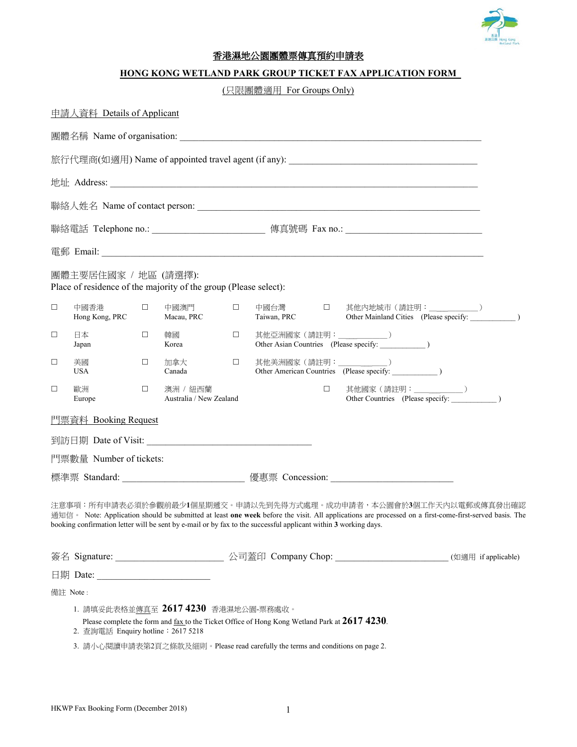# 香港濕地公園團體票傳真預約申請表

## HONG KONG WETLAND PARK GROUP TICKET FAX APPLICATION FORM

(只限團體適用 For Groups Only)

### 申請人資料 Details of Applicant

團體名稱 Name of organisation: ______________________________________________

旅行代理商(如適用) Name of appointed travel agent (if any): ______________________________

地址 Address: ______________________________________________

聯絡人姓名 Name of contact person: ______________________________________________

聯絡電話 Telephone no.: ____________________ 傳真號碼 Fax no.: ________________________

電郵 Email: ______________________________________________

團體主要居住國家 / 地區 (請選擇):
Place of residence of the majority of the group (Please select):

- ☐ 中國香港 Hong Kong, PRC
- ☐ 中國澳門 Macau, PRC
- ☐ 中國台灣 Taiwan, PRC
- ☐ 其他內地城市（請註明：___________）Other Mainland Cities (Please specify: ___________ )
- ☐ 日本 Japan
- ☐ 韓國 Korea
- ☐ 其他亞洲國家（請註明：___________）Other Asian Countries (Please specify: ___________ )
- ☐ 美國 USA
- ☐ 加拿大 Canada
- ☐ 其他美洲國家（請註明：___________）Other American Countries (Please specify: ___________ )
- ☐ 歐洲 Europe
- ☐ 澳洲 / 紐西蘭 Australia / New Zealand
- ☐ 其他國家（請註明：___________）Other Countries (Please specify: ___________ )

### 門票資料 Booking Request

到訪日期 Date of Visit: ______________________________

門票數量 Number of tickets:

標準票 Standard: ______________________ 優惠票 Concession: ______________________

注意事項：所有申請表必須於參觀前最少**1**個星期遞交。申請以先到先得方式處理。成功申請者，本公園會於**3**個工作天內以電郵或傳真發出確認通知信。 Note: Application should be submitted at least **one week** before the visit. All applications are processed on a first-come-first-served basis. The booking confirmation letter will be sent by e-mail or by fax to the successful applicant within **3** working days.

簽名 Signature: ____________________ 公司蓋印 Company Chop: ____________________ (如適用 if applicable)

日期 Date: ____________________

備註 Note :

1. 請填妥此表格並傳真至 **2617 4230** 香港濕地公園-票務處收。
   Please complete the form and fax to the Ticket Office of Hong Kong Wetland Park at **2617 4230**.
2. 查詢電話 Enquiry hotline：2617 5218
3. 請小心閱讀申請表第2頁之條款及細則。Please read carefully the terms and conditions on page 2.

HKWP Fax Booking Form (December 2018)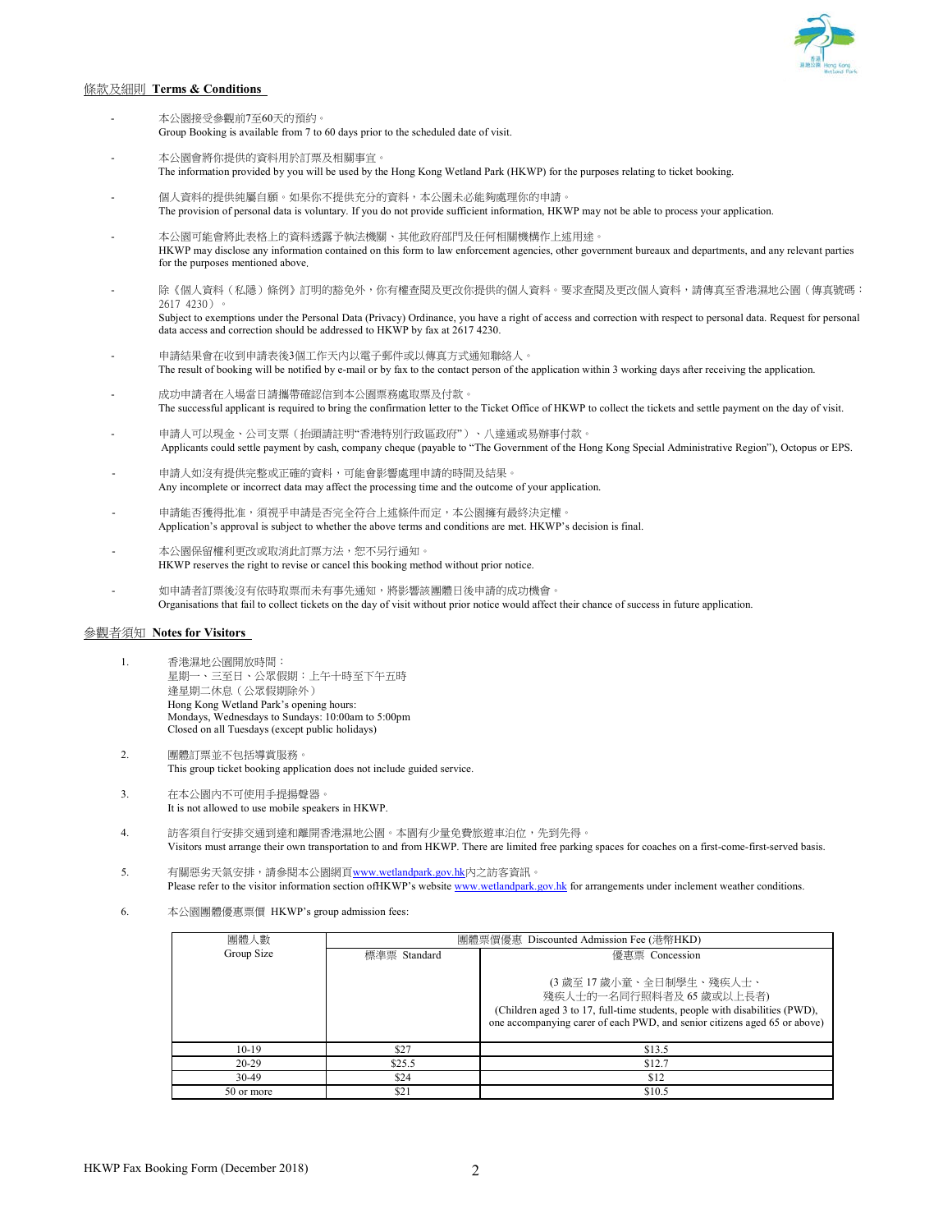## 條款及細則 **Terms & Conditions**

- 本公園接受參觀前7至60天的預約。
  Group Booking is available from 7 to 60 days prior to the scheduled date of visit.
- 本公園會將你提供的資料用於訂票及相關事宜。
  The information provided by you will be used by the Hong Kong Wetland Park (HKWP) for the purposes relating to ticket booking.
- 個人資料的提供純屬自願。如果你不提供充分的資料，本公園未必能夠處理你的申請。
  The provision of personal data is voluntary. If you do not provide sufficient information, HKWP may not be able to process your application.
- 本公園可能會將此表格上的資料透露予執法機關、其他政府部門及任何相關機構作上述用途。
  HKWP may disclose any information contained on this form to law enforcement agencies, other government bureaux and departments, and any relevant parties for the purposes mentioned above.
- 除《個人資料（私隱）條例》訂明的豁免外，你有權查閱及更改你提供的個人資料。要求查閱及更改個人資料，請傳真至香港濕地公園（傳真號碼：2617 4230）。
  Subject to exemptions under the Personal Data (Privacy) Ordinance, you have a right of access and correction with respect to personal data. Request for personal data access and correction should be addressed to HKWP by fax at 2617 4230.
- 申請結果會在收到申請表後3個工作天內以電子郵件或以傳真方式通知聯絡人。
  The result of booking will be notified by e-mail or by fax to the contact person of the application within 3 working days after receiving the application.
- 成功申請者在入場當日請攜帶確認信到本公園票務處取票及付款。
  The successful applicant is required to bring the confirmation letter to the Ticket Office of HKWP to collect the tickets and settle payment on the day of visit.
- 申請人可以現金、公司支票（抬頭請註明"香港特別行政區政府"）、八達通或易辦事付款。
  Applicants could settle payment by cash, company cheque (payable to "The Government of the Hong Kong Special Administrative Region"), Octopus or EPS.
- 申請人如沒有提供完整或正確的資料，可能會影響處理申請的時間及結果。
  Any incomplete or incorrect data may affect the processing time and the outcome of your application.
- 申請能否獲得批准，須視乎申請是否完全符合上述條件而定，本公園擁有最終決定權。
  Application's approval is subject to whether the above terms and conditions are met. HKWP's decision is final.
- 本公園保留權利更改或取消此訂票方法，恕不另行通知。
  HKWP reserves the right to revise or cancel this booking method without prior notice.
- 如申請者訂票後沒有依時取票而未有事先通知，將影響該團體日後申請的成功機會。
  Organisations that fail to collect tickets on the day of visit without prior notice would affect their chance of success in future application.

## 參觀者須知 **Notes for Visitors**

1. 香港濕地公園開放時間：
   星期一、三至日、公眾假期：上午十時至下午五時
   逢星期二休息（公眾假期除外）
   Hong Kong Wetland Park's opening hours:
   Mondays, Wednesdays to Sundays: 10:00am to 5:00pm
   Closed on all Tuesdays (except public holidays)
2. 團體訂票並不包括導賞服務。
   This group ticket booking application does not include guided service.
3. 在本公園內不可使用手提揚聲器。
   It is not allowed to use mobile speakers in HKWP.
4. 訪客須自行安排交通到達和離開香港濕地公園。本園有少量免費旅遊車泊位，先到先得。
   Visitors must arrange their own transportation to and from HKWP. There are limited free parking spaces for coaches on a first-come-first-served basis.
5. 有關惡劣天氣安排，請參閱本公園網頁www.wetlandpark.gov.hk內之訪客資訊。
   Please refer to the visitor information section ofHKWP's website www.wetlandpark.gov.hk for arrangements under inclement weather conditions.
6. 本公園團體優惠票價 HKWP's group admission fees:

| 團體人數 Group Size | 團體票價優惠 Discounted Admission Fee (港幣HKD) | |
|---|---|---|
| | 標準票 Standard | 優惠票 Concession (3 歲至 17 歲小童、全日制學生、殘疾人士、殘疾人士的一名同行照料者及 65 歲或以上長者) (Children aged 3 to 17, full-time students, people with disabilities (PWD), one accompanying carer of each PWD, and senior citizens aged 65 or above) |
| 10-19 | $27 | $13.5 |
| 20-29 | $25.5 | $12.7 |
| 30-49 | $24 | $12 |
| 50 or more | $21 | $10.5 |

HKWP Fax Booking Form (December 2018)